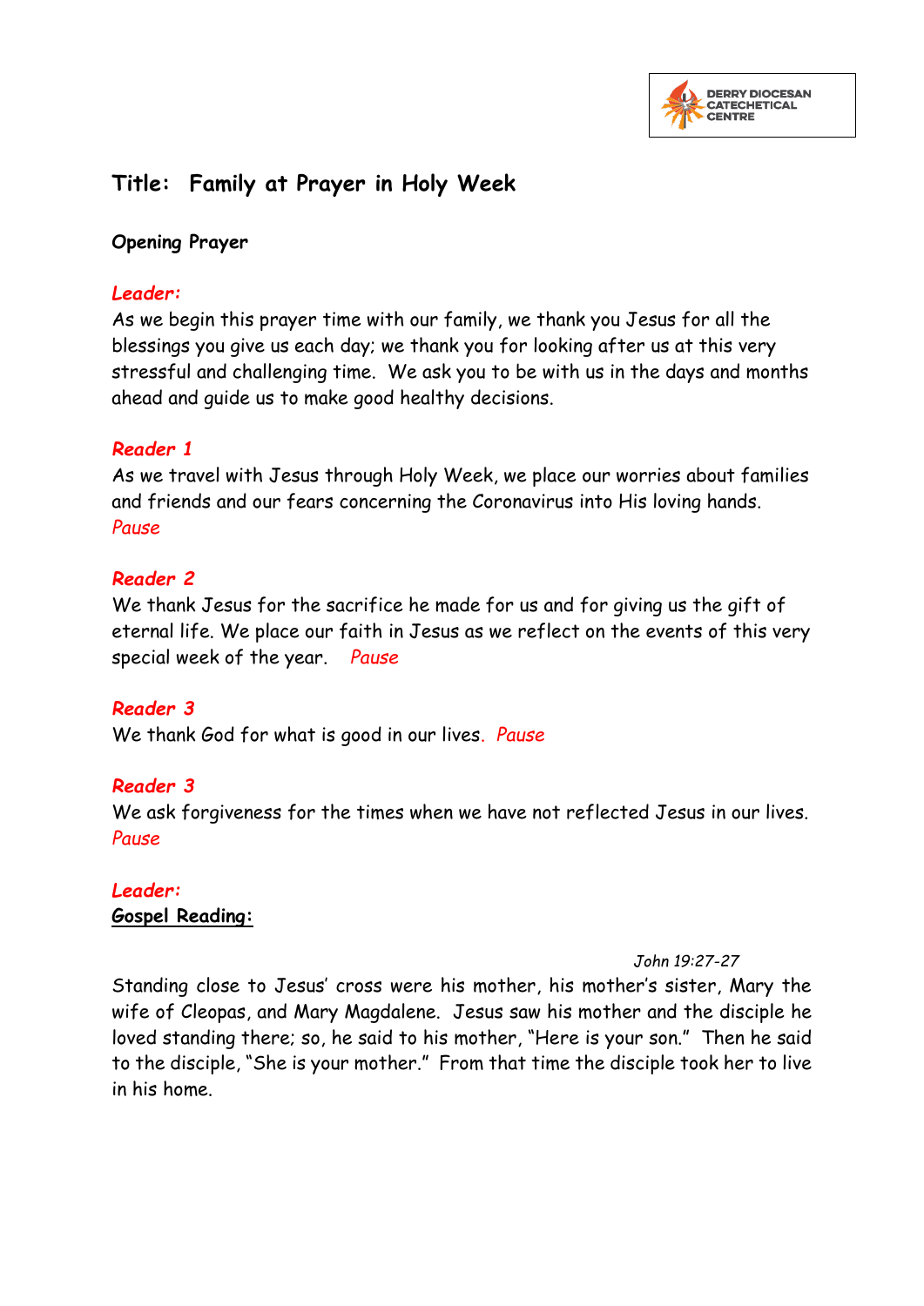DERRY DIOCESAN CATECHETICAL CENTRE

# Title: Family at Prayer in Holy Week

**Opening Prayer**

***Leader:***
As we begin this prayer time with our family, we thank you Jesus for all the blessings you give us each day; we thank you for looking after us at this very stressful and challenging time. We ask you to be with us in the days and months ahead and guide us to make good healthy decisions.

***Reader 1***
As we travel with Jesus through Holy Week, we place our worries about families and friends and our fears concerning the Coronavirus into His loving hands.
*Pause*

***Reader 2***
We thank Jesus for the sacrifice he made for us and for giving us the gift of eternal life. We place our faith in Jesus as we reflect on the events of this very special week of the year. *Pause*

***Reader 3***
We thank God for what is good in our lives. *Pause*

***Reader 3***
We ask forgiveness for the times when we have not reflected Jesus in our lives.
*Pause*

***Leader:***
**Gospel Reading:**

*John 19:27-27*

Standing close to Jesus' cross were his mother, his mother's sister, Mary the wife of Cleopas, and Mary Magdalene. Jesus saw his mother and the disciple he loved standing there; so, he said to his mother, "Here is your son." Then he said to the disciple, "She is your mother." From that time the disciple took her to live in his home.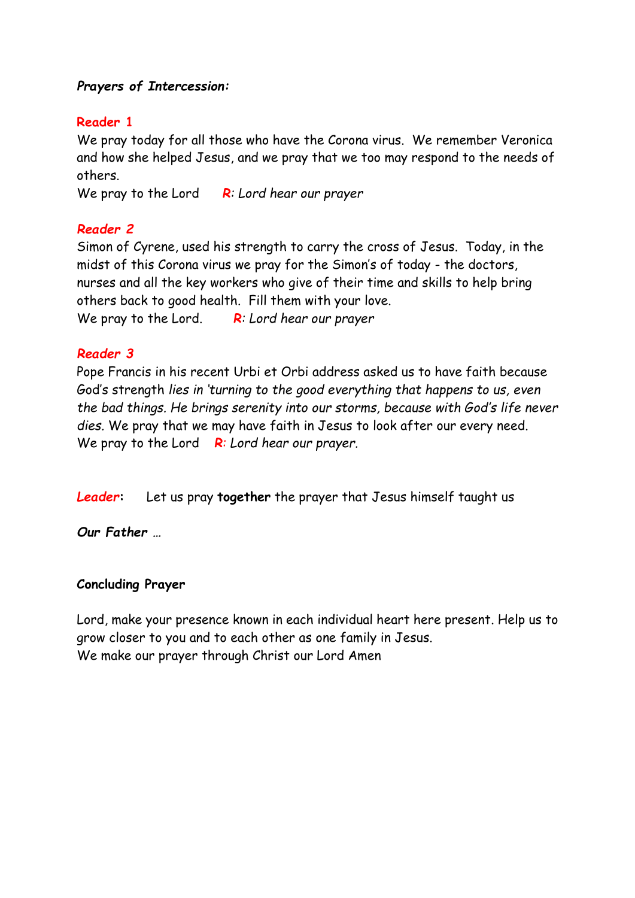***Prayers of Intercession:***

**Reader 1**

We pray today for all those who have the Corona virus. We remember Veronica and how she helped Jesus, and we pray that we too may respond to the needs of others.

We pray to the Lord *R: Lord hear our prayer*

***Reader 2***

Simon of Cyrene, used his strength to carry the cross of Jesus. Today, in the midst of this Corona virus we pray for the Simon's of today - the doctors, nurses and all the key workers who give of their time and skills to help bring others back to good health. Fill them with your love.

We pray to the Lord. *R: Lord hear our prayer*

***Reader 3***

Pope Francis in his recent Urbi et Orbi address asked us to have faith because God's strength *lies in 'turning to the good everything that happens to us, even the bad things. He brings serenity into our storms, because with God's life never dies.* We pray that we may have faith in Jesus to look after our every need.

We pray to the Lord *R: Lord hear our prayer.*

***Leader*:** Let us pray **together** the prayer that Jesus himself taught us

***Our Father …***

**Concluding Prayer**

Lord, make your presence known in each individual heart here present. Help us to grow closer to you and to each other as one family in Jesus.

We make our prayer through Christ our Lord Amen